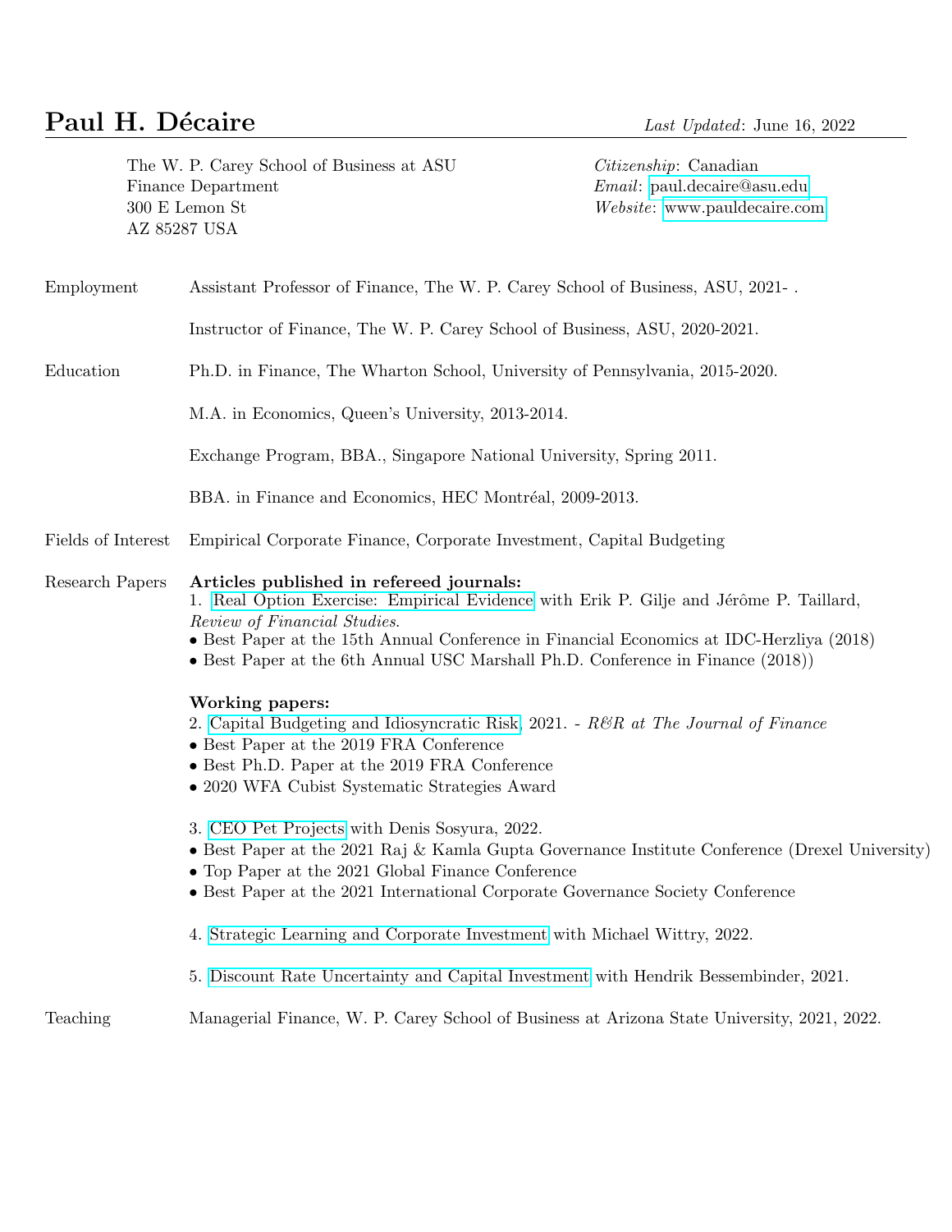# Paul H. Décaire

*Last Updated*: June 16, 2022

The W. P. Carey School of Business at ASU
Finance Department
300 E Lemon St
AZ 85287 USA

*Citizenship*: Canadian
*Email*: paul.decaire@asu.edu
*Website*: www.pauldecaire.com

## Employment

Assistant Professor of Finance, The W. P. Carey School of Business, ASU, 2021- .

Instructor of Finance, The W. P. Carey School of Business, ASU, 2020-2021.

## Education

Ph.D. in Finance, The Wharton School, University of Pennsylvania, 2015-2020.

M.A. in Economics, Queen's University, 2013-2014.

Exchange Program, BBA., Singapore National University, Spring 2011.

BBA. in Finance and Economics, HEC Montréal, 2009-2013.

## Fields of Interest

Empirical Corporate Finance, Corporate Investment, Capital Budgeting

## Research Papers

**Articles published in refereed journals:**

1. Real Option Exercise: Empirical Evidence with Erik P. Gilje and Jérôme P. Taillard, *Review of Financial Studies.*
   - Best Paper at the 15th Annual Conference in Financial Economics at IDC-Herzliya (2018)
   - Best Paper at the 6th Annual USC Marshall Ph.D. Conference in Finance (2018))

**Working papers:**

2. Capital Budgeting and Idiosyncratic Risk, 2021. - *R&R at The Journal of Finance*
   - Best Paper at the 2019 FRA Conference
   - Best Ph.D. Paper at the 2019 FRA Conference
   - 2020 WFA Cubist Systematic Strategies Award

3. CEO Pet Projects with Denis Sosyura, 2022.
   - Best Paper at the 2021 Raj & Kamla Gupta Governance Institute Conference (Drexel University)
   - Top Paper at the 2021 Global Finance Conference
   - Best Paper at the 2021 International Corporate Governance Society Conference

4. Strategic Learning and Corporate Investment with Michael Wittry, 2022.

5. Discount Rate Uncertainty and Capital Investment with Hendrik Bessembinder, 2021.

## Teaching

Managerial Finance, W. P. Carey School of Business at Arizona State University, 2021, 2022.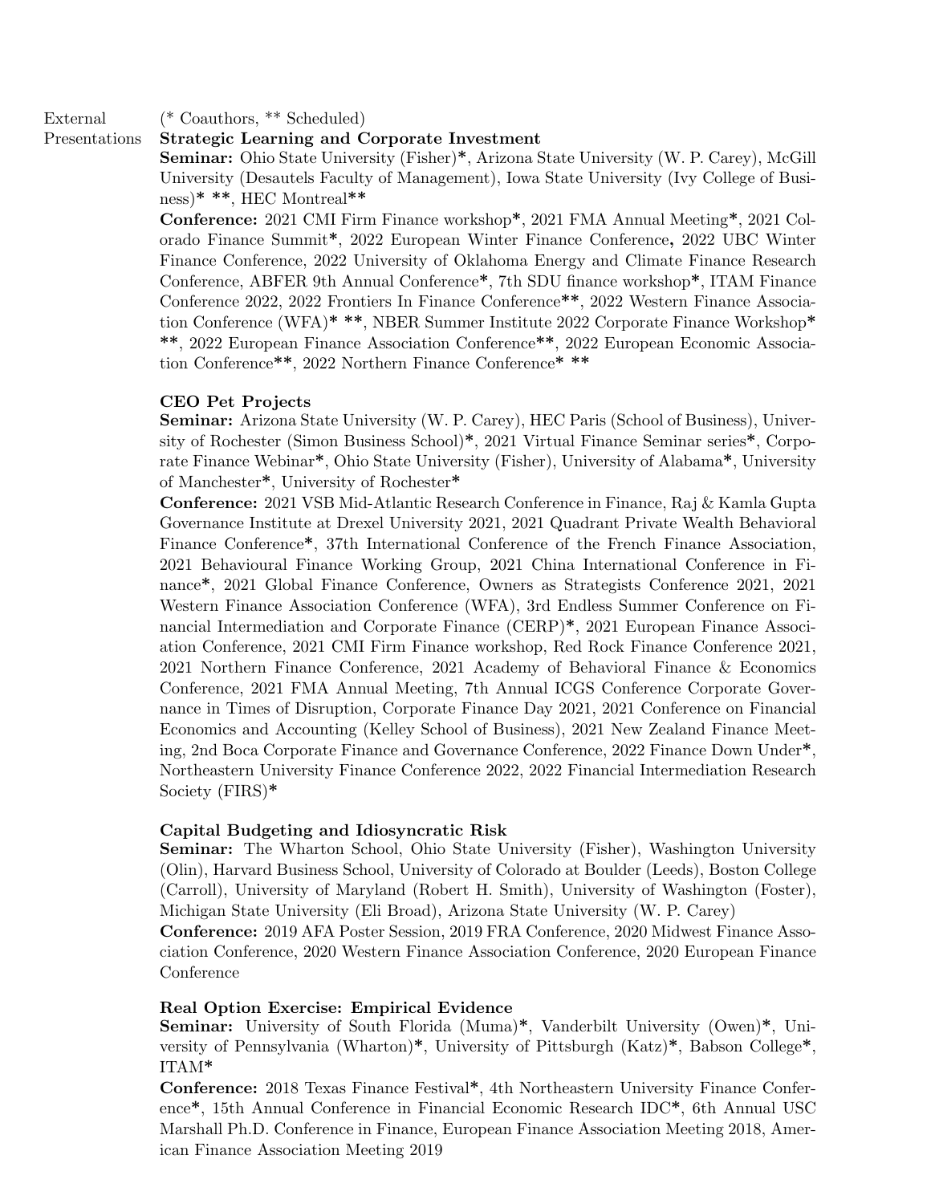## External Presentations

(* Coauthors, ** Scheduled)

**Strategic Learning and Corporate Investment**

**Seminar:** Ohio State University (Fisher)*, Arizona State University (W. P. Carey), McGill University (Desautels Faculty of Management), Iowa State University (Ivy College of Business)* **, HEC Montreal**

**Conference:** 2021 CMI Firm Finance workshop*, 2021 FMA Annual Meeting*, 2021 Colorado Finance Summit*, 2022 European Winter Finance Conference**,** 2022 UBC Winter Finance Conference, 2022 University of Oklahoma Energy and Climate Finance Research Conference, ABFER 9th Annual Conference*, 7th SDU finance workshop*, ITAM Finance Conference 2022, 2022 Frontiers In Finance Conference**, 2022 Western Finance Association Conference (WFA)* **, NBER Summer Institute 2022 Corporate Finance Workshop* **, 2022 European Finance Association Conference**, 2022 European Economic Association Conference**, 2022 Northern Finance Conference* **

**CEO Pet Projects**

**Seminar:** Arizona State University (W. P. Carey), HEC Paris (School of Business), University of Rochester (Simon Business School)*, 2021 Virtual Finance Seminar series*, Corporate Finance Webinar*, Ohio State University (Fisher), University of Alabama*, University of Manchester*, University of Rochester*

**Conference:** 2021 VSB Mid-Atlantic Research Conference in Finance, Raj & Kamla Gupta Governance Institute at Drexel University 2021, 2021 Quadrant Private Wealth Behavioral Finance Conference*, 37th International Conference of the French Finance Association, 2021 Behavioural Finance Working Group, 2021 China International Conference in Finance*, 2021 Global Finance Conference, Owners as Strategists Conference 2021, 2021 Western Finance Association Conference (WFA), 3rd Endless Summer Conference on Financial Intermediation and Corporate Finance (CERP)*, 2021 European Finance Association Conference, 2021 CMI Firm Finance workshop, Red Rock Finance Conference 2021, 2021 Northern Finance Conference, 2021 Academy of Behavioral Finance & Economics Conference, 2021 FMA Annual Meeting, 7th Annual ICGS Conference Corporate Governance in Times of Disruption, Corporate Finance Day 2021, 2021 Conference on Financial Economics and Accounting (Kelley School of Business), 2021 New Zealand Finance Meeting, 2nd Boca Corporate Finance and Governance Conference, 2022 Finance Down Under*, Northeastern University Finance Conference 2022, 2022 Financial Intermediation Research Society (FIRS)*

**Capital Budgeting and Idiosyncratic Risk**

**Seminar:** The Wharton School, Ohio State University (Fisher), Washington University (Olin), Harvard Business School, University of Colorado at Boulder (Leeds), Boston College (Carroll), University of Maryland (Robert H. Smith), University of Washington (Foster), Michigan State University (Eli Broad), Arizona State University (W. P. Carey)

**Conference:** 2019 AFA Poster Session, 2019 FRA Conference, 2020 Midwest Finance Association Conference, 2020 Western Finance Association Conference, 2020 European Finance Conference

**Real Option Exercise: Empirical Evidence**

**Seminar:** University of South Florida (Muma)*, Vanderbilt University (Owen)*, University of Pennsylvania (Wharton)*, University of Pittsburgh (Katz)*, Babson College*, ITAM*

**Conference:** 2018 Texas Finance Festival*, 4th Northeastern University Finance Conference*, 15th Annual Conference in Financial Economic Research IDC*, 6th Annual USC Marshall Ph.D. Conference in Finance, European Finance Association Meeting 2018, American Finance Association Meeting 2019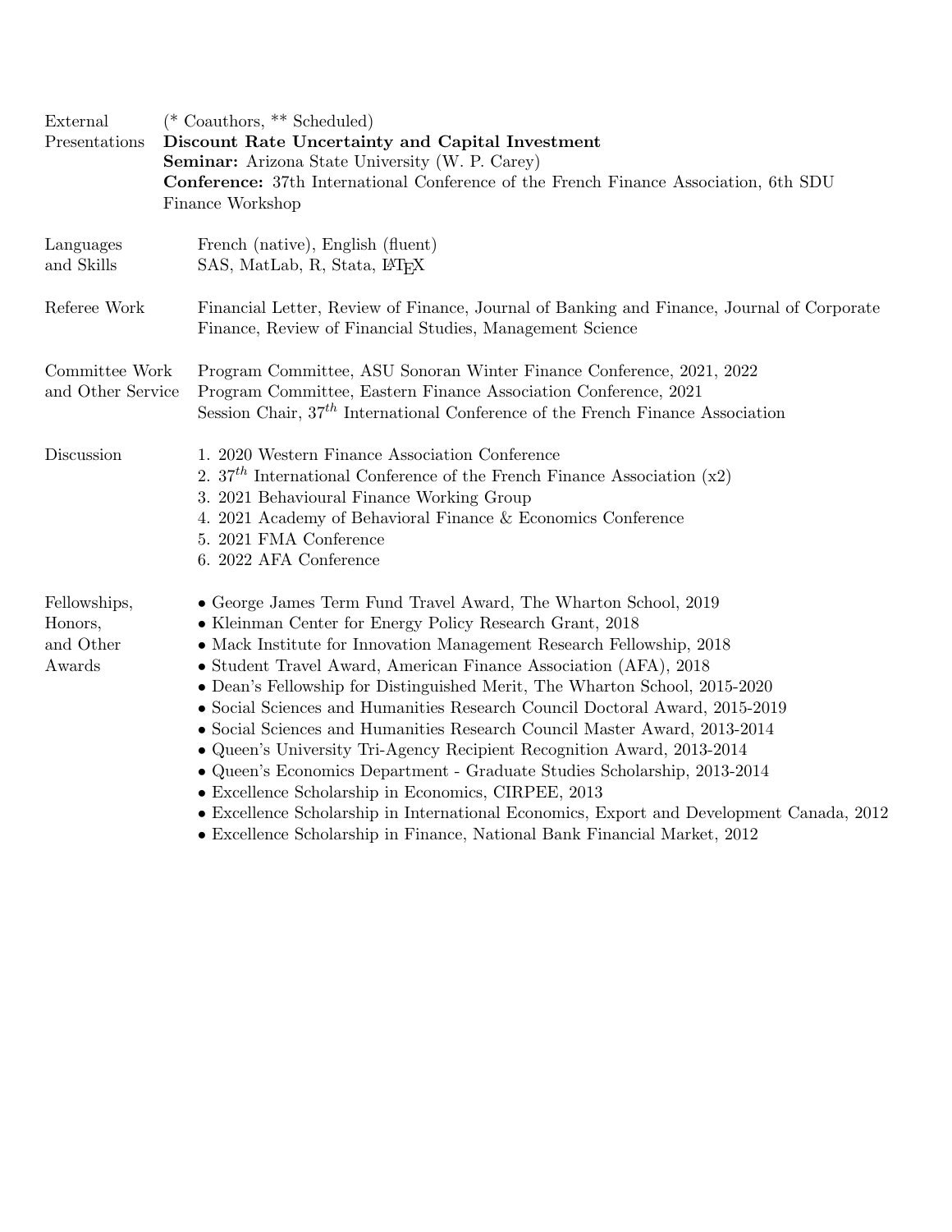**External Presentations**

(* Coauthors, ** Scheduled)

**Discount Rate Uncertainty and Capital Investment**

**Seminar:** Arizona State University (W. P. Carey)

**Conference:** 37th International Conference of the French Finance Association, 6th SDU Finance Workshop

**Languages and Skills**

French (native), English (fluent)

SAS, MatLab, R, Stata, LaTeX

**Referee Work**

Financial Letter, Review of Finance, Journal of Banking and Finance, Journal of Corporate Finance, Review of Financial Studies, Management Science

**Committee Work and Other Service**

Program Committee, ASU Sonoran Winter Finance Conference, 2021, 2022

Program Committee, Eastern Finance Association Conference, 2021

Session Chair, 37th International Conference of the French Finance Association

**Discussion**

1. 2020 Western Finance Association Conference
2. 37th International Conference of the French Finance Association (x2)
3. 2021 Behavioural Finance Working Group
4. 2021 Academy of Behavioral Finance & Economics Conference
5. 2021 FMA Conference
6. 2022 AFA Conference

**Fellowships, Honors, and Other Awards**

- George James Term Fund Travel Award, The Wharton School, 2019
- Kleinman Center for Energy Policy Research Grant, 2018
- Mack Institute for Innovation Management Research Fellowship, 2018
- Student Travel Award, American Finance Association (AFA), 2018
- Dean's Fellowship for Distinguished Merit, The Wharton School, 2015-2020
- Social Sciences and Humanities Research Council Doctoral Award, 2015-2019
- Social Sciences and Humanities Research Council Master Award, 2013-2014
- Queen's University Tri-Agency Recipient Recognition Award, 2013-2014
- Queen's Economics Department - Graduate Studies Scholarship, 2013-2014
- Excellence Scholarship in Economics, CIRPEE, 2013
- Excellence Scholarship in International Economics, Export and Development Canada, 2012
- Excellence Scholarship in Finance, National Bank Financial Market, 2012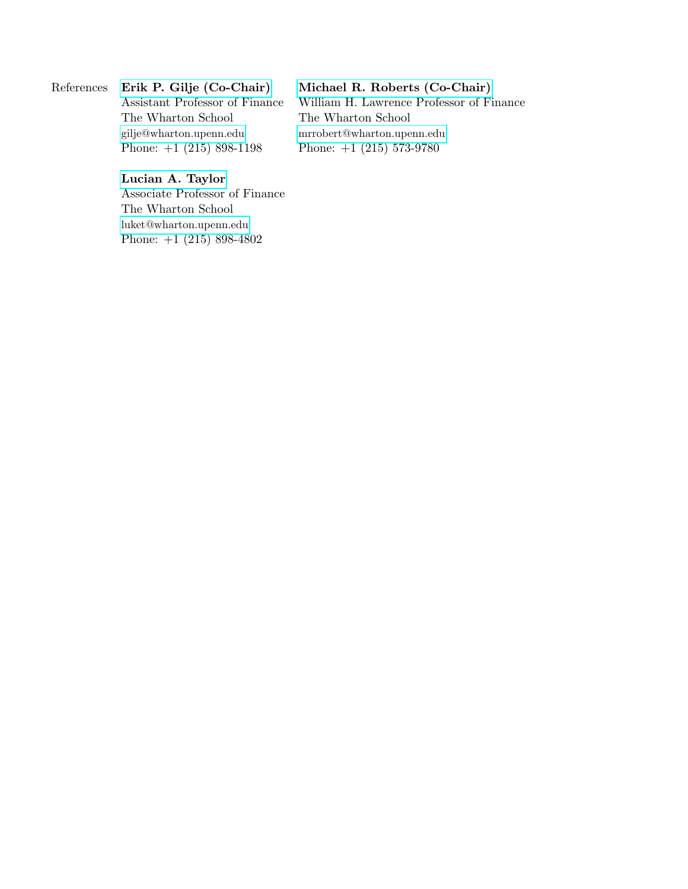References

**Erik P. Gilje (Co-Chair)**
Assistant Professor of Finance
The Wharton School
gilje@wharton.upenn.edu
Phone: +1 (215) 898-1198

**Michael R. Roberts (Co-Chair)**
William H. Lawrence Professor of Finance
The Wharton School
mrrobert@wharton.upenn.edu
Phone: +1 (215) 573-9780

**Lucian A. Taylor**
Associate Professor of Finance
The Wharton School
luket@wharton.upenn.edu
Phone: +1 (215) 898-4802